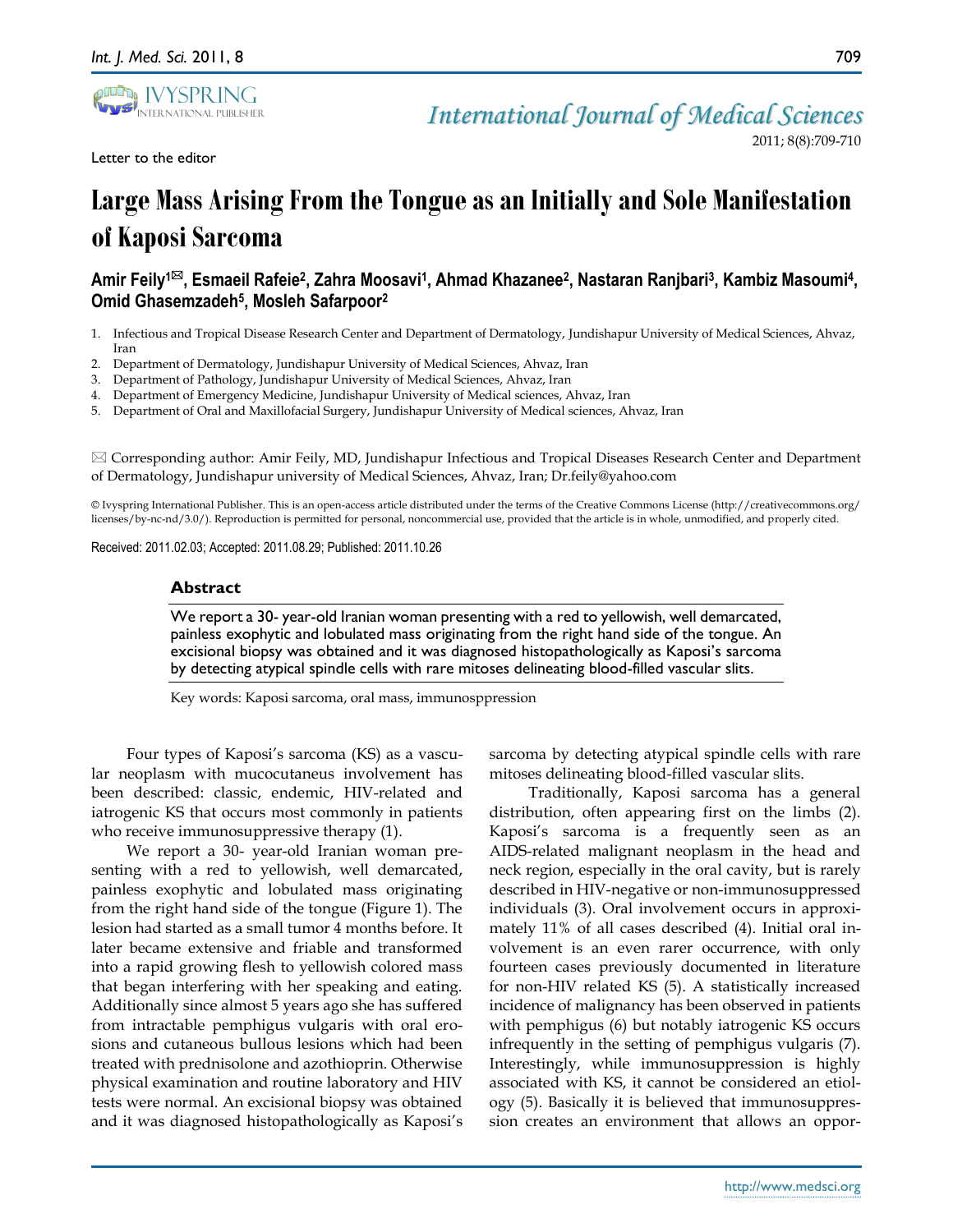Letter to the editor

# Large Mass Arising From the Tongue as an Initially and Sole Manifestation of Kaposi Sarcoma

**Amir Feily[1]✉, Esmaeil Rafeie[2], Zahra Moosavi[1], Ahmad Khazanee[2], Nastaran Ranjbari[3], Kambiz Masoumi[4], Omid Ghasemzadeh[5], Mosleh Safarpoor[2]**

1. Infectious and Tropical Disease Research Center and Department of Dermatology, Jundishapur University of Medical Sciences, Ahvaz, Iran
2. Department of Dermatology, Jundishapur University of Medical Sciences, Ahvaz, Iran
3. Department of Pathology, Jundishapur University of Medical Sciences, Ahvaz, Iran
4. Department of Emergency Medicine, Jundishapur University of Medical sciences, Ahvaz, Iran
5. Department of Oral and Maxillofacial Surgery, Jundishapur University of Medical sciences, Ahvaz, Iran

✉ Corresponding author: Amir Feily, MD, Jundishapur Infectious and Tropical Diseases Research Center and Department of Dermatology, Jundishapur university of Medical Sciences, Ahvaz, Iran; Dr.feily@yahoo.com

© Ivyspring International Publisher. This is an open-access article distributed under the terms of the Creative Commons License (http://creativecommons.org/licenses/by-nc-nd/3.0/). Reproduction is permitted for personal, noncommercial use, provided that the article is in whole, unmodified, and properly cited.

Received: 2011.02.03; Accepted: 2011.08.29; Published: 2011.10.26

## Abstract

We report a 30- year-old Iranian woman presenting with a red to yellowish, well demarcated, painless exophytic and lobulated mass originating from the right hand side of the tongue. An excisional biopsy was obtained and it was diagnosed histopathologically as Kaposi's sarcoma by detecting atypical spindle cells with rare mitoses delineating blood-filled vascular slits.

Key words: Kaposi sarcoma, oral mass, immunospression

Four types of Kaposi's sarcoma (KS) as a vascular neoplasm with mucocutaneus involvement has been described: classic, endemic, HIV-related and iatrogenic KS that occurs most commonly in patients who receive immunosuppressive therapy (1).

We report a 30- year-old Iranian woman presenting with a red to yellowish, well demarcated, painless exophytic and lobulated mass originating from the right hand side of the tongue (Figure 1). The lesion had started as a small tumor 4 months before. It later became extensive and friable and transformed into a rapid growing flesh to yellowish colored mass that began interfering with her speaking and eating. Additionally since almost 5 years ago she has suffered from intractable pemphigus vulgaris with oral erosions and cutaneous bullous lesions which had been treated with prednisolone and azothioprin. Otherwise physical examination and routine laboratory and HIV tests were normal. An excisional biopsy was obtained and it was diagnosed histopathologically as Kaposi's sarcoma by detecting atypical spindle cells with rare mitoses delineating blood-filled vascular slits.

Traditionally, Kaposi sarcoma has a general distribution, often appearing first on the limbs (2). Kaposi's sarcoma is a frequently seen as an AIDS-related malignant neoplasm in the head and neck region, especially in the oral cavity, but is rarely described in HIV-negative or non-immunosuppressed individuals (3). Oral involvement occurs in approximately 11% of all cases described (4). Initial oral involvement is an even rarer occurrence, with only fourteen cases previously documented in literature for non-HIV related KS (5). A statistically increased incidence of malignancy has been observed in patients with pemphigus (6) but notably iatrogenic KS occurs infrequently in the setting of pemphigus vulgaris (7). Interestingly, while immunosuppression is highly associated with KS, it cannot be considered an etiology (5). Basically it is believed that immunosuppression creates an environment that allows an oppor-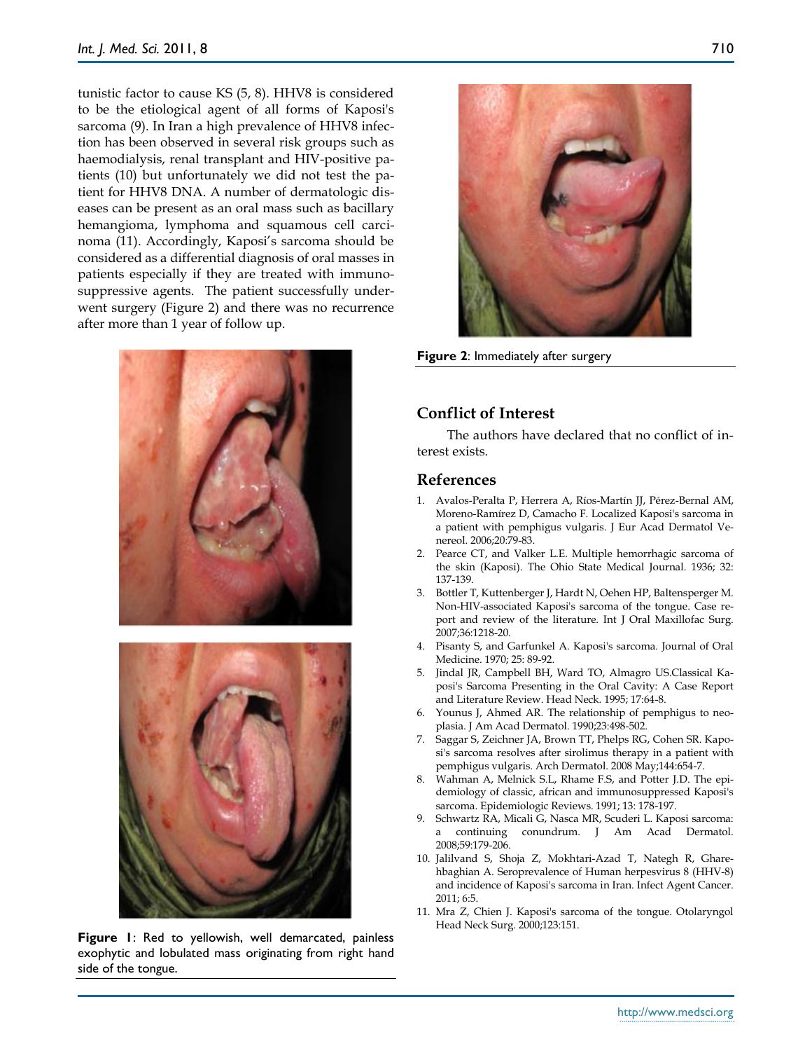tunistic factor to cause KS (5, 8). HHV8 is considered to be the etiological agent of all forms of Kaposi's sarcoma (9). In Iran a high prevalence of HHV8 infection has been observed in several risk groups such as haemodialysis, renal transplant and HIV-positive patients (10) but unfortunately we did not test the patient for HHV8 DNA. A number of dermatologic diseases can be present as an oral mass such as bacillary hemangioma, lymphoma and squamous cell carcinoma (11). Accordingly, Kaposi's sarcoma should be considered as a differential diagnosis of oral masses in patients especially if they are treated with immunosuppressive agents. The patient successfully underwent surgery (Figure 2) and there was no recurrence after more than 1 year of follow up.

**Figure 1**: Red to yellowish, well demarcated, painless exophytic and lobulated mass originating from right hand side of the tongue.

**Figure 2**: Immediately after surgery

## Conflict of Interest

The authors have declared that no conflict of interest exists.

## References

1. Avalos-Peralta P, Herrera A, Ríos-Martín JJ, Pérez-Bernal AM, Moreno-Ramírez D, Camacho F. Localized Kaposi's sarcoma in a patient with pemphigus vulgaris. J Eur Acad Dermatol Venereol. 2006;20:79-83.
2. Pearce CT, and Valker L.E. Multiple hemorrhagic sarcoma of the skin (Kaposi). The Ohio State Medical Journal. 1936; 32: 137-139.
3. Bottler T, Kuttenberger J, Hardt N, Oehen HP, Baltensperger M. Non-HIV-associated Kaposi's sarcoma of the tongue. Case report and review of the literature. Int J Oral Maxillofac Surg. 2007;36:1218-20.
4. Pisanty S, and Garfunkel A. Kaposi's sarcoma. Journal of Oral Medicine. 1970; 25: 89-92.
5. Jindal JR, Campbell BH, Ward TO, Almagro US.Classical Kaposi's Sarcoma Presenting in the Oral Cavity: A Case Report and Literature Review. Head Neck. 1995; 17:64-8.
6. Younus J, Ahmed AR. The relationship of pemphigus to neoplasia. J Am Acad Dermatol. 1990;23:498-502.
7. Saggar S, Zeichner JA, Brown TT, Phelps RG, Cohen SR. Kaposi's sarcoma resolves after sirolimus therapy in a patient with pemphigus vulgaris. Arch Dermatol. 2008 May;144:654-7.
8. Wahman A, Melnick S.L, Rhame F.S, and Potter J.D. The epidemiology of classic, african and immunosuppressed Kaposi's sarcoma. Epidemiologic Reviews. 1991; 13: 178-197.
9. Schwartz RA, Micali G, Nasca MR, Scuderi L. Kaposi sarcoma: a continuing conundrum. J Am Acad Dermatol. 2008;59:179-206.
10. Jalilvand S, Shoja Z, Mokhtari-Azad T, Nategh R, Gharehbaghian A. Seroprevalence of Human herpesvirus 8 (HHV-8) and incidence of Kaposi's sarcoma in Iran. Infect Agent Cancer. 2011; 6:5.
11. Mra Z, Chien J. Kaposi's sarcoma of the tongue. Otolaryngol Head Neck Surg. 2000;123:151.